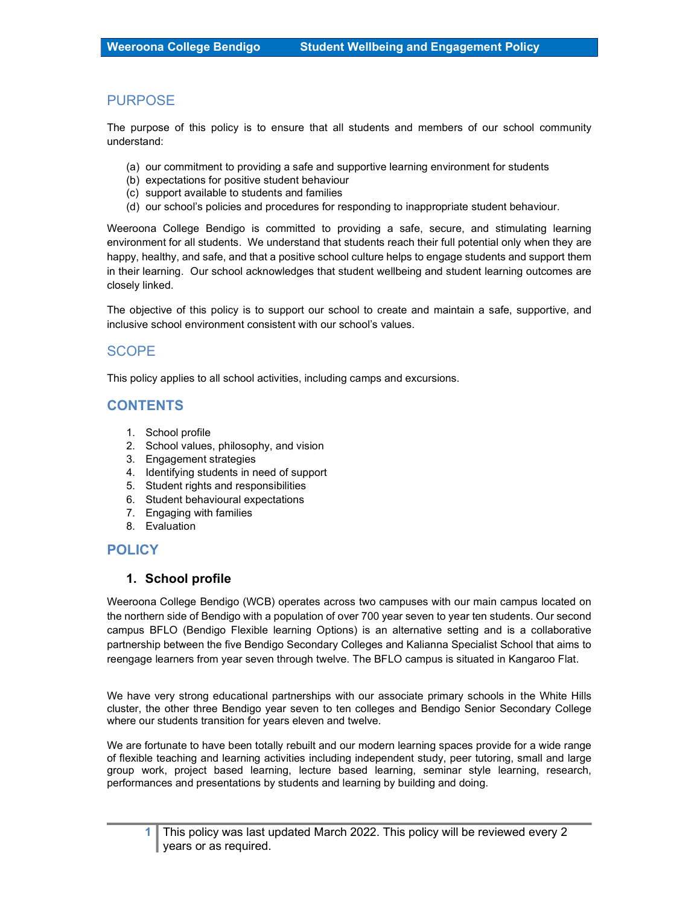## PURPOSE

The purpose of this policy is to ensure that all students and members of our school community understand:

(a) our commitment to providing a safe and supportive learning environment for students
(b) expectations for positive student behaviour
(c) support available to students and families
(d) our school's policies and procedures for responding to inappropriate student behaviour.

Weeroona College Bendigo is committed to providing a safe, secure, and stimulating learning environment for all students. We understand that students reach their full potential only when they are happy, healthy, and safe, and that a positive school culture helps to engage students and support them in their learning. Our school acknowledges that student wellbeing and student learning outcomes are closely linked.

The objective of this policy is to support our school to create and maintain a safe, supportive, and inclusive school environment consistent with our school's values.

## SCOPE

This policy applies to all school activities, including camps and excursions.

## CONTENTS

1. School profile
2. School values, philosophy, and vision
3. Engagement strategies
4. Identifying students in need of support
5. Student rights and responsibilities
6. Student behavioural expectations
7. Engaging with families
8. Evaluation

## POLICY

### 1. School profile

Weeroona College Bendigo (WCB) operates across two campuses with our main campus located on the northern side of Bendigo with a population of over 700 year seven to year ten students. Our second campus BFLO (Bendigo Flexible learning Options) is an alternative setting and is a collaborative partnership between the five Bendigo Secondary Colleges and Kalianna Specialist School that aims to reengage learners from year seven through twelve. The BFLO campus is situated in Kangaroo Flat.

We have very strong educational partnerships with our associate primary schools in the White Hills cluster, the other three Bendigo year seven to ten colleges and Bendigo Senior Secondary College where our students transition for years eleven and twelve.

We are fortunate to have been totally rebuilt and our modern learning spaces provide for a wide range of flexible teaching and learning activities including independent study, peer tutoring, small and large group work, project based learning, lecture based learning, seminar style learning, research, performances and presentations by students and learning by building and doing.

This policy was last updated March 2022. This policy will be reviewed every 2 years or as required.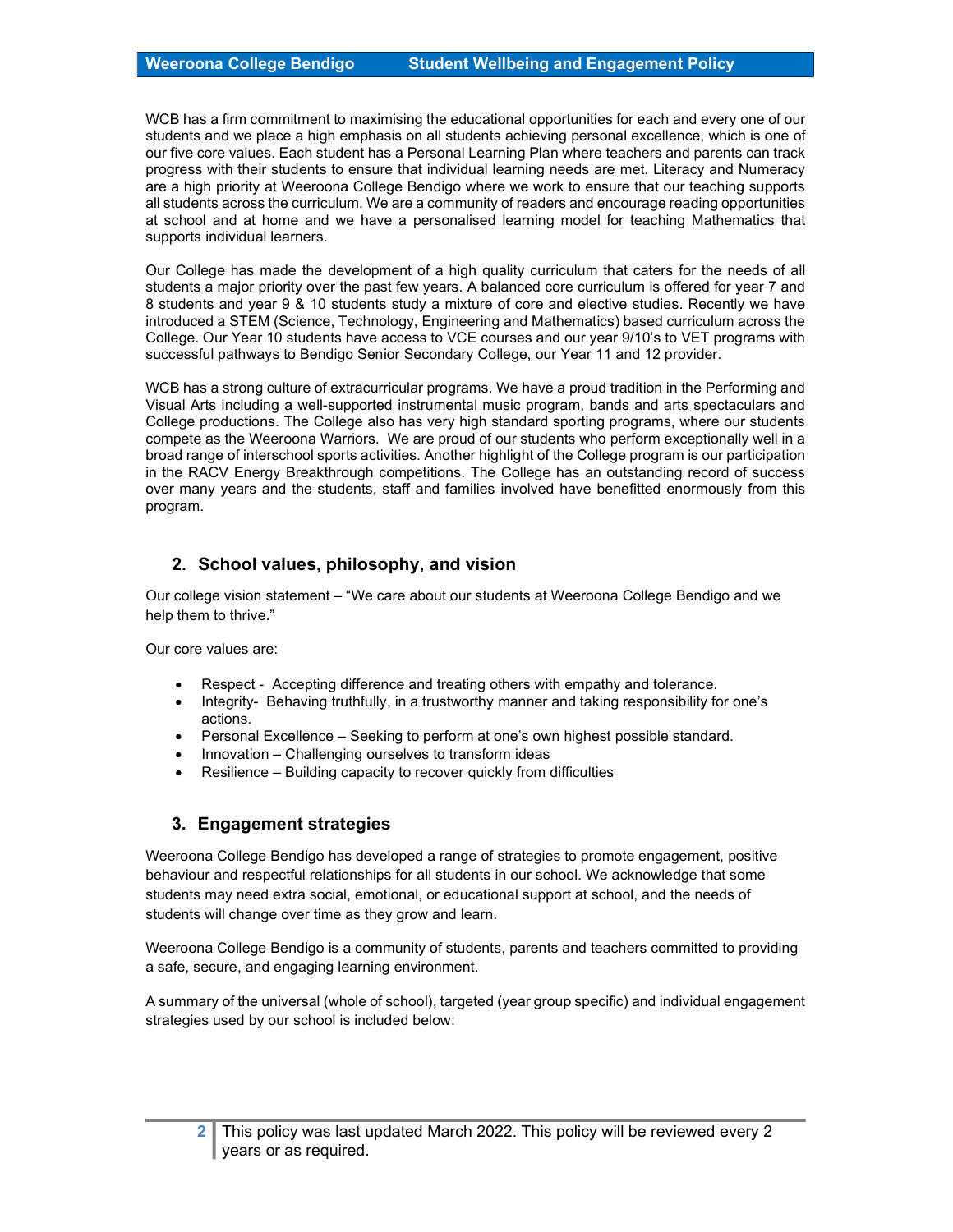WCB has a firm commitment to maximising the educational opportunities for each and every one of our students and we place a high emphasis on all students achieving personal excellence, which is one of our five core values. Each student has a Personal Learning Plan where teachers and parents can track progress with their students to ensure that individual learning needs are met. Literacy and Numeracy are a high priority at Weeroona College Bendigo where we work to ensure that our teaching supports all students across the curriculum. We are a community of readers and encourage reading opportunities at school and at home and we have a personalised learning model for teaching Mathematics that supports individual learners.

Our College has made the development of a high quality curriculum that caters for the needs of all students a major priority over the past few years. A balanced core curriculum is offered for year 7 and 8 students and year 9 & 10 students study a mixture of core and elective studies. Recently we have introduced a STEM (Science, Technology, Engineering and Mathematics) based curriculum across the College. Our Year 10 students have access to VCE courses and our year 9/10's to VET programs with successful pathways to Bendigo Senior Secondary College, our Year 11 and 12 provider.

WCB has a strong culture of extracurricular programs. We have a proud tradition in the Performing and Visual Arts including a well-supported instrumental music program, bands and arts spectaculars and College productions. The College also has very high standard sporting programs, where our students compete as the Weeroona Warriors. We are proud of our students who perform exceptionally well in a broad range of interschool sports activities. Another highlight of the College program is our participation in the RACV Energy Breakthrough competitions. The College has an outstanding record of success over many years and the students, staff and families involved have benefitted enormously from this program.

## 2. School values, philosophy, and vision

Our college vision statement – "We care about our students at Weeroona College Bendigo and we help them to thrive."

Our core values are:

- Respect - Accepting difference and treating others with empathy and tolerance.
- Integrity- Behaving truthfully, in a trustworthy manner and taking responsibility for one's actions.
- Personal Excellence – Seeking to perform at one's own highest possible standard.
- Innovation – Challenging ourselves to transform ideas
- Resilience – Building capacity to recover quickly from difficulties

## 3. Engagement strategies

Weeroona College Bendigo has developed a range of strategies to promote engagement, positive behaviour and respectful relationships for all students in our school. We acknowledge that some students may need extra social, emotional, or educational support at school, and the needs of students will change over time as they grow and learn.

Weeroona College Bendigo is a community of students, parents and teachers committed to providing a safe, secure, and engaging learning environment.

A summary of the universal (whole of school), targeted (year group specific) and individual engagement strategies used by our school is included below:

This policy was last updated March 2022. This policy will be reviewed every 2 years or as required.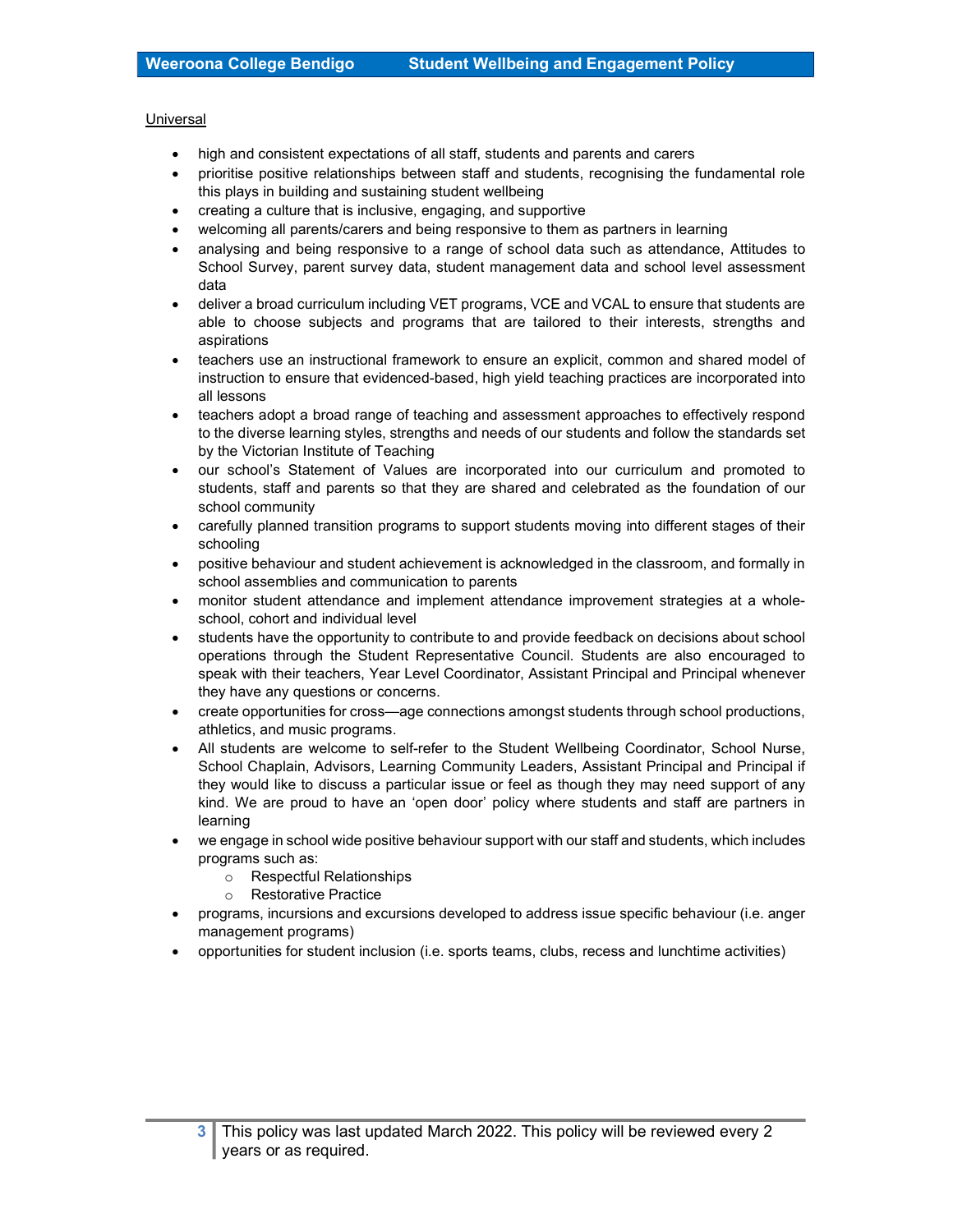Universal

- high and consistent expectations of all staff, students and parents and carers
- prioritise positive relationships between staff and students, recognising the fundamental role this plays in building and sustaining student wellbeing
- creating a culture that is inclusive, engaging, and supportive
- welcoming all parents/carers and being responsive to them as partners in learning
- analysing and being responsive to a range of school data such as attendance, Attitudes to School Survey, parent survey data, student management data and school level assessment data
- deliver a broad curriculum including VET programs, VCE and VCAL to ensure that students are able to choose subjects and programs that are tailored to their interests, strengths and aspirations
- teachers use an instructional framework to ensure an explicit, common and shared model of instruction to ensure that evidenced-based, high yield teaching practices are incorporated into all lessons
- teachers adopt a broad range of teaching and assessment approaches to effectively respond to the diverse learning styles, strengths and needs of our students and follow the standards set by the Victorian Institute of Teaching
- our school's Statement of Values are incorporated into our curriculum and promoted to students, staff and parents so that they are shared and celebrated as the foundation of our school community
- carefully planned transition programs to support students moving into different stages of their schooling
- positive behaviour and student achievement is acknowledged in the classroom, and formally in school assemblies and communication to parents
- monitor student attendance and implement attendance improvement strategies at a whole-school, cohort and individual level
- students have the opportunity to contribute to and provide feedback on decisions about school operations through the Student Representative Council. Students are also encouraged to speak with their teachers, Year Level Coordinator, Assistant Principal and Principal whenever they have any questions or concerns.
- create opportunities for cross—age connections amongst students through school productions, athletics, and music programs.
- All students are welcome to self-refer to the Student Wellbeing Coordinator, School Nurse, School Chaplain, Advisors, Learning Community Leaders, Assistant Principal and Principal if they would like to discuss a particular issue or feel as though they may need support of any kind. We are proud to have an 'open door' policy where students and staff are partners in learning
- we engage in school wide positive behaviour support with our staff and students, which includes programs such as:
  - Respectful Relationships
  - Restorative Practice
- programs, incursions and excursions developed to address issue specific behaviour (i.e. anger management programs)
- opportunities for student inclusion (i.e. sports teams, clubs, recess and lunchtime activities)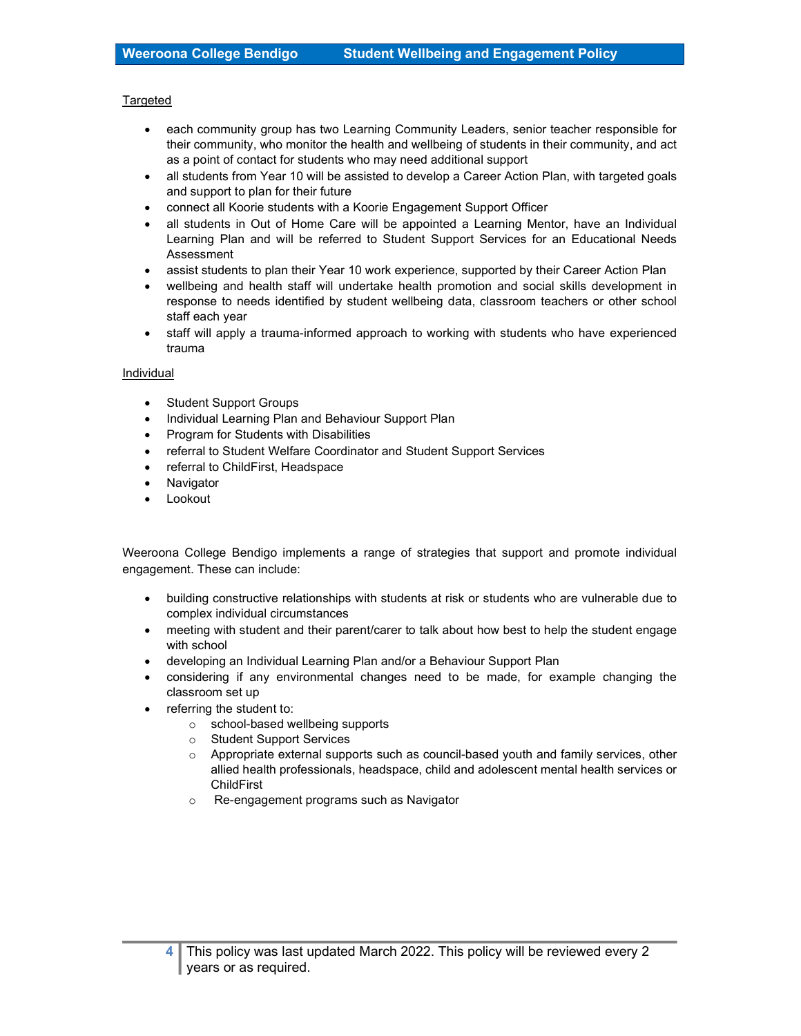Targeted

- each community group has two Learning Community Leaders, senior teacher responsible for their community, who monitor the health and wellbeing of students in their community, and act as a point of contact for students who may need additional support
- all students from Year 10 will be assisted to develop a Career Action Plan, with targeted goals and support to plan for their future
- connect all Koorie students with a Koorie Engagement Support Officer
- all students in Out of Home Care will be appointed a Learning Mentor, have an Individual Learning Plan and will be referred to Student Support Services for an Educational Needs Assessment
- assist students to plan their Year 10 work experience, supported by their Career Action Plan
- wellbeing and health staff will undertake health promotion and social skills development in response to needs identified by student wellbeing data, classroom teachers or other school staff each year
- staff will apply a trauma-informed approach to working with students who have experienced trauma

Individual

- Student Support Groups
- Individual Learning Plan and Behaviour Support Plan
- Program for Students with Disabilities
- referral to Student Welfare Coordinator and Student Support Services
- referral to ChildFirst, Headspace
- Navigator
- Lookout

Weeroona College Bendigo implements a range of strategies that support and promote individual engagement. These can include:

- building constructive relationships with students at risk or students who are vulnerable due to complex individual circumstances
- meeting with student and their parent/carer to talk about how best to help the student engage with school
- developing an Individual Learning Plan and/or a Behaviour Support Plan
- considering if any environmental changes need to be made, for example changing the classroom set up
- referring the student to:
  - school-based wellbeing supports
  - Student Support Services
  - Appropriate external supports such as council-based youth and family services, other allied health professionals, headspace, child and adolescent mental health services or ChildFirst
  - Re-engagement programs such as Navigator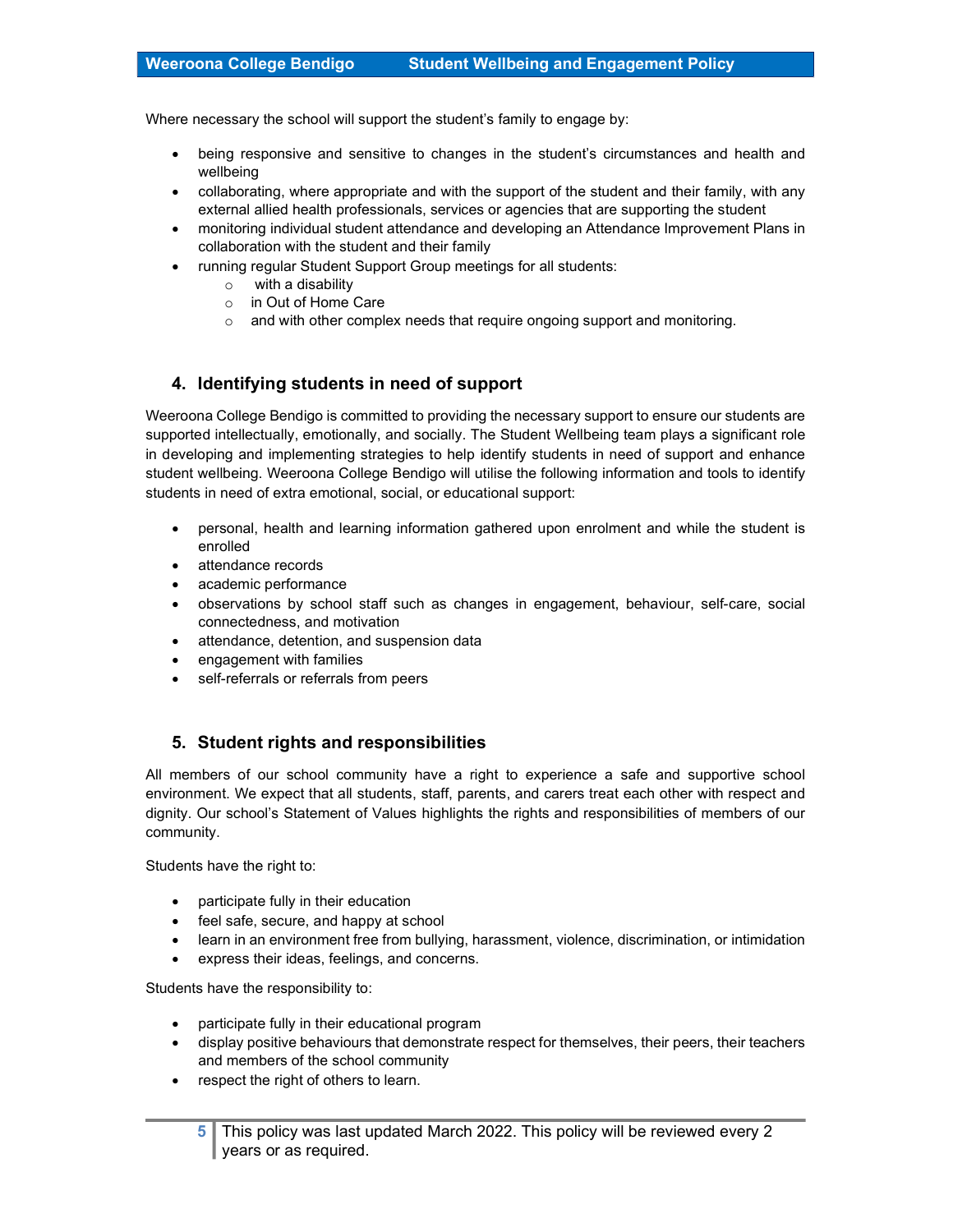Where necessary the school will support the student's family to engage by:

- being responsive and sensitive to changes in the student's circumstances and health and wellbeing
- collaborating, where appropriate and with the support of the student and their family, with any external allied health professionals, services or agencies that are supporting the student
- monitoring individual student attendance and developing an Attendance Improvement Plans in collaboration with the student and their family
- running regular Student Support Group meetings for all students:
  - with a disability
  - in Out of Home Care
  - and with other complex needs that require ongoing support and monitoring.

## 4. Identifying students in need of support

Weeroona College Bendigo is committed to providing the necessary support to ensure our students are supported intellectually, emotionally, and socially. The Student Wellbeing team plays a significant role in developing and implementing strategies to help identify students in need of support and enhance student wellbeing. Weeroona College Bendigo will utilise the following information and tools to identify students in need of extra emotional, social, or educational support:

- personal, health and learning information gathered upon enrolment and while the student is enrolled
- attendance records
- academic performance
- observations by school staff such as changes in engagement, behaviour, self-care, social connectedness, and motivation
- attendance, detention, and suspension data
- engagement with families
- self-referrals or referrals from peers

## 5. Student rights and responsibilities

All members of our school community have a right to experience a safe and supportive school environment. We expect that all students, staff, parents, and carers treat each other with respect and dignity. Our school's Statement of Values highlights the rights and responsibilities of members of our community.

Students have the right to:

- participate fully in their education
- feel safe, secure, and happy at school
- learn in an environment free from bullying, harassment, violence, discrimination, or intimidation
- express their ideas, feelings, and concerns.

Students have the responsibility to:

- participate fully in their educational program
- display positive behaviours that demonstrate respect for themselves, their peers, their teachers and members of the school community
- respect the right of others to learn.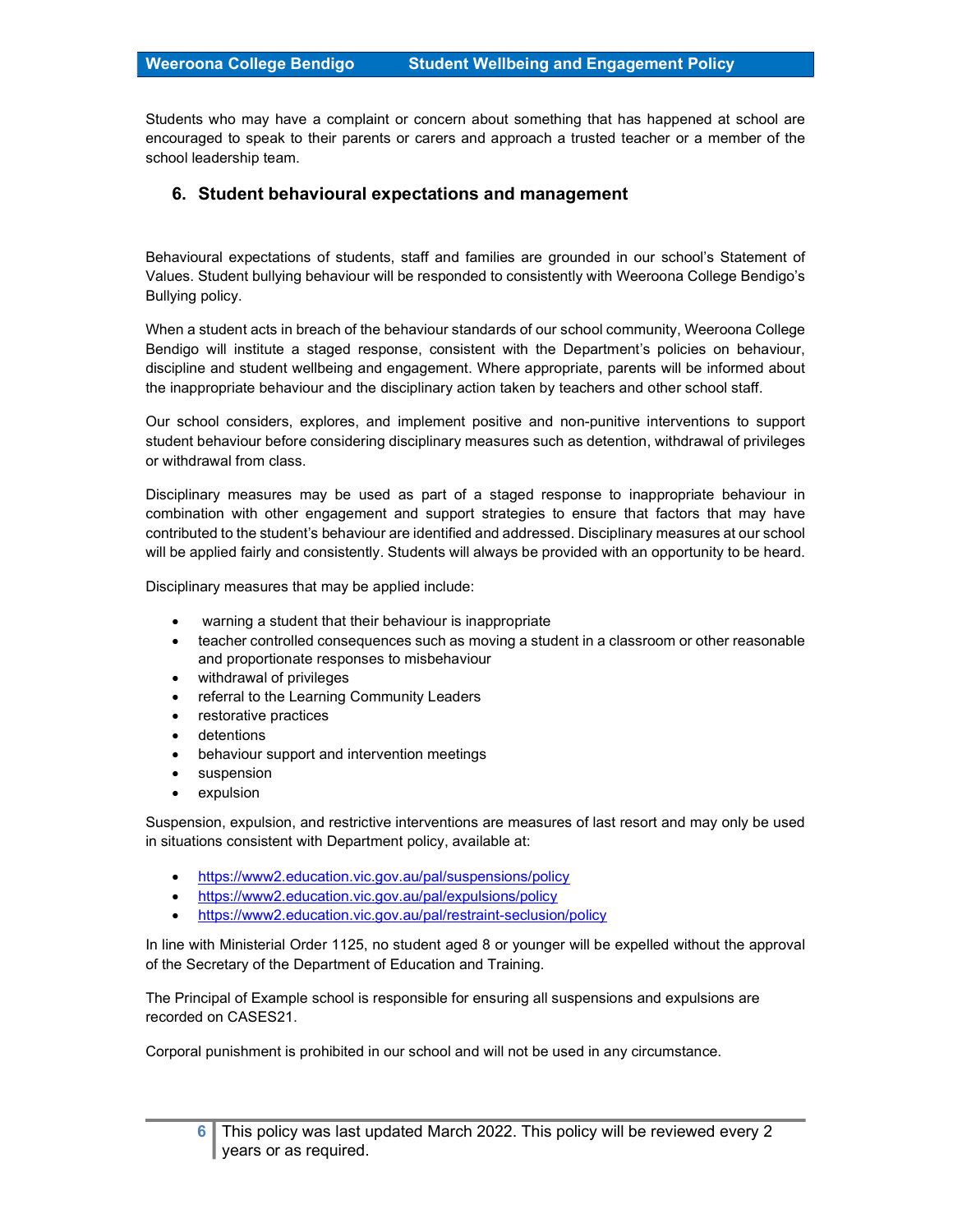Students who may have a complaint or concern about something that has happened at school are encouraged to speak to their parents or carers and approach a trusted teacher or a member of the school leadership team.

## 6. Student behavioural expectations and management

Behavioural expectations of students, staff and families are grounded in our school's Statement of Values. Student bullying behaviour will be responded to consistently with Weeroona College Bendigo's Bullying policy.

When a student acts in breach of the behaviour standards of our school community, Weeroona College Bendigo will institute a staged response, consistent with the Department's policies on behaviour, discipline and student wellbeing and engagement. Where appropriate, parents will be informed about the inappropriate behaviour and the disciplinary action taken by teachers and other school staff.

Our school considers, explores, and implement positive and non-punitive interventions to support student behaviour before considering disciplinary measures such as detention, withdrawal of privileges or withdrawal from class.

Disciplinary measures may be used as part of a staged response to inappropriate behaviour in combination with other engagement and support strategies to ensure that factors that may have contributed to the student's behaviour are identified and addressed. Disciplinary measures at our school will be applied fairly and consistently. Students will always be provided with an opportunity to be heard.

Disciplinary measures that may be applied include:

- warning a student that their behaviour is inappropriate
- teacher controlled consequences such as moving a student in a classroom or other reasonable and proportionate responses to misbehaviour
- withdrawal of privileges
- referral to the Learning Community Leaders
- restorative practices
- detentions
- behaviour support and intervention meetings
- suspension
- expulsion

Suspension, expulsion, and restrictive interventions are measures of last resort and may only be used in situations consistent with Department policy, available at:

- https://www2.education.vic.gov.au/pal/suspensions/policy
- https://www2.education.vic.gov.au/pal/expulsions/policy
- https://www2.education.vic.gov.au/pal/restraint-seclusion/policy

In line with Ministerial Order 1125, no student aged 8 or younger will be expelled without the approval of the Secretary of the Department of Education and Training.

The Principal of Example school is responsible for ensuring all suspensions and expulsions are recorded on CASES21.

Corporal punishment is prohibited in our school and will not be used in any circumstance.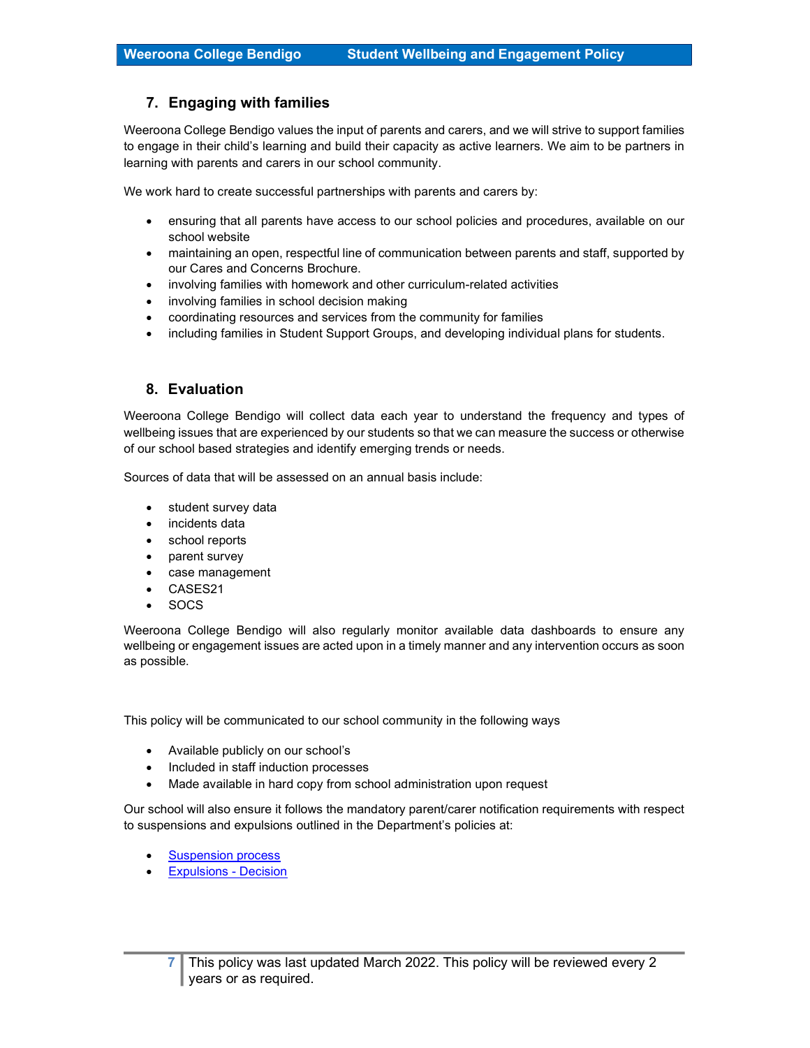## 7. Engaging with families

Weeroona College Bendigo values the input of parents and carers, and we will strive to support families to engage in their child's learning and build their capacity as active learners. We aim to be partners in learning with parents and carers in our school community.

We work hard to create successful partnerships with parents and carers by:

- ensuring that all parents have access to our school policies and procedures, available on our school website
- maintaining an open, respectful line of communication between parents and staff, supported by our Cares and Concerns Brochure.
- involving families with homework and other curriculum-related activities
- involving families in school decision making
- coordinating resources and services from the community for families
- including families in Student Support Groups, and developing individual plans for students.

## 8. Evaluation

Weeroona College Bendigo will collect data each year to understand the frequency and types of wellbeing issues that are experienced by our students so that we can measure the success or otherwise of our school based strategies and identify emerging trends or needs.

Sources of data that will be assessed on an annual basis include:

- student survey data
- incidents data
- school reports
- parent survey
- case management
- CASES21
- SOCS

Weeroona College Bendigo will also regularly monitor available data dashboards to ensure any wellbeing or engagement issues are acted upon in a timely manner and any intervention occurs as soon as possible.

This policy will be communicated to our school community in the following ways

- Available publicly on our school's
- Included in staff induction processes
- Made available in hard copy from school administration upon request

Our school will also ensure it follows the mandatory parent/carer notification requirements with respect to suspensions and expulsions outlined in the Department's policies at:

- [Suspension process]
- [Expulsions - Decision]

This policy was last updated March 2022. This policy will be reviewed every 2 years or as required.